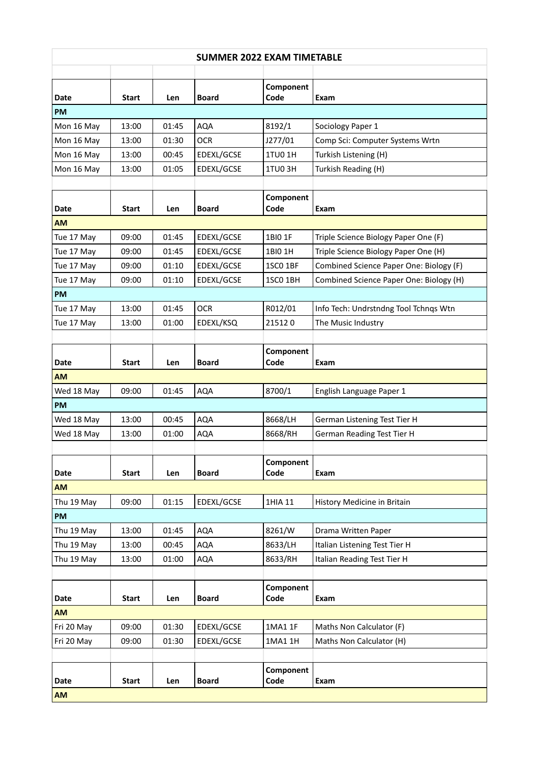# SUMMER 2022 EXAM TIMETABLE

| Date | Start | Len | Board | Component Code | Exam |
|---|---|---|---|---|---|
| **PM** | | | | | |
| Mon 16 May | 13:00 | 01:45 | AQA | 8192/1 | Sociology Paper 1 |
| Mon 16 May | 13:00 | 01:30 | OCR | J277/01 | Comp Sci: Computer Systems Wrtn |
| Mon 16 May | 13:00 | 00:45 | EDEXL/GCSE | 1TU0 1H | Turkish Listening (H) |
| Mon 16 May | 13:00 | 01:05 | EDEXL/GCSE | 1TU0 3H | Turkish Reading (H) |

| Date | Start | Len | Board | Component Code | Exam |
|---|---|---|---|---|---|
| **AM** | | | | | |
| Tue 17 May | 09:00 | 01:45 | EDEXL/GCSE | 1BI0 1F | Triple Science Biology Paper One (F) |
| Tue 17 May | 09:00 | 01:45 | EDEXL/GCSE | 1BI0 1H | Triple Science Biology Paper One (H) |
| Tue 17 May | 09:00 | 01:10 | EDEXL/GCSE | 1SC0 1BF | Combined Science Paper One: Biology (F) |
| Tue 17 May | 09:00 | 01:10 | EDEXL/GCSE | 1SC0 1BH | Combined Science Paper One: Biology (H) |
| **PM** | | | | | |
| Tue 17 May | 13:00 | 01:45 | OCR | R012/01 | Info Tech: Undrstndng Tool Tchnqs Wtn |
| Tue 17 May | 13:00 | 01:00 | EDEXL/KSQ | 21512 0 | The Music Industry |

| Date | Start | Len | Board | Component Code | Exam |
|---|---|---|---|---|---|
| **AM** | | | | | |
| Wed 18 May | 09:00 | 01:45 | AQA | 8700/1 | English Language Paper 1 |
| **PM** | | | | | |
| Wed 18 May | 13:00 | 00:45 | AQA | 8668/LH | German Listening Test Tier H |
| Wed 18 May | 13:00 | 01:00 | AQA | 8668/RH | German Reading Test Tier H |

| Date | Start | Len | Board | Component Code | Exam |
|---|---|---|---|---|---|
| **AM** | | | | | |
| Thu 19 May | 09:00 | 01:15 | EDEXL/GCSE | 1HIA 11 | History Medicine in Britain |
| **PM** | | | | | |
| Thu 19 May | 13:00 | 01:45 | AQA | 8261/W | Drama Written Paper |
| Thu 19 May | 13:00 | 00:45 | AQA | 8633/LH | Italian Listening Test Tier H |
| Thu 19 May | 13:00 | 01:00 | AQA | 8633/RH | Italian Reading Test Tier H |

| Date | Start | Len | Board | Component Code | Exam |
|---|---|---|---|---|---|
| **AM** | | | | | |
| Fri 20 May | 09:00 | 01:30 | EDEXL/GCSE | 1MA1 1F | Maths Non Calculator (F) |
| Fri 20 May | 09:00 | 01:30 | EDEXL/GCSE | 1MA1 1H | Maths Non Calculator (H) |

| Date | Start | Len | Board | Component Code | Exam |
|---|---|---|---|---|---|
| **AM** | | | | | |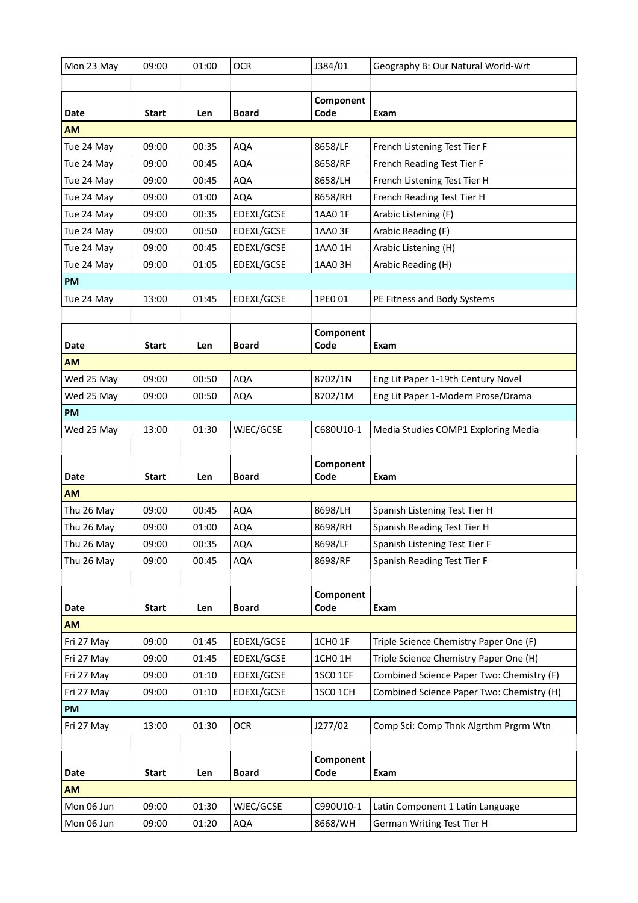| Mon 23 May | 09:00 | 01:00 | OCR | J384/01 | Geography B: Our Natural World-Wrt |
|---|---|---|---|---|---|

| Date | Start | Len | Board | Component Code | Exam |
|---|---|---|---|---|---|
| **AM** | | | | | |
| Tue 24 May | 09:00 | 00:35 | AQA | 8658/LF | French Listening Test Tier F |
| Tue 24 May | 09:00 | 00:45 | AQA | 8658/RF | French Reading Test Tier F |
| Tue 24 May | 09:00 | 00:45 | AQA | 8658/LH | French Listening Test Tier H |
| Tue 24 May | 09:00 | 01:00 | AQA | 8658/RH | French Reading Test Tier H |
| Tue 24 May | 09:00 | 00:35 | EDEXL/GCSE | 1AA0 1F | Arabic Listening (F) |
| Tue 24 May | 09:00 | 00:50 | EDEXL/GCSE | 1AA0 3F | Arabic Reading (F) |
| Tue 24 May | 09:00 | 00:45 | EDEXL/GCSE | 1AA0 1H | Arabic Listening (H) |
| Tue 24 May | 09:00 | 01:05 | EDEXL/GCSE | 1AA0 3H | Arabic Reading (H) |
| **PM** | | | | | |
| Tue 24 May | 13:00 | 01:45 | EDEXL/GCSE | 1PE0 01 | PE Fitness and Body Systems |

| Date | Start | Len | Board | Component Code | Exam |
|---|---|---|---|---|---|
| **AM** | | | | | |
| Wed 25 May | 09:00 | 00:50 | AQA | 8702/1N | Eng Lit Paper 1-19th Century Novel |
| Wed 25 May | 09:00 | 00:50 | AQA | 8702/1M | Eng Lit Paper 1-Modern Prose/Drama |
| **PM** | | | | | |
| Wed 25 May | 13:00 | 01:30 | WJEC/GCSE | C680U10-1 | Media Studies COMP1 Exploring Media |

| Date | Start | Len | Board | Component Code | Exam |
|---|---|---|---|---|---|
| **AM** | | | | | |
| Thu 26 May | 09:00 | 00:45 | AQA | 8698/LH | Spanish Listening Test Tier H |
| Thu 26 May | 09:00 | 01:00 | AQA | 8698/RH | Spanish Reading Test Tier H |
| Thu 26 May | 09:00 | 00:35 | AQA | 8698/LF | Spanish Listening Test Tier F |
| Thu 26 May | 09:00 | 00:45 | AQA | 8698/RF | Spanish Reading Test Tier F |

| Date | Start | Len | Board | Component Code | Exam |
|---|---|---|---|---|---|
| **AM** | | | | | |
| Fri 27 May | 09:00 | 01:45 | EDEXL/GCSE | 1CH0 1F | Triple Science Chemistry Paper One (F) |
| Fri 27 May | 09:00 | 01:45 | EDEXL/GCSE | 1CH0 1H | Triple Science Chemistry Paper One (H) |
| Fri 27 May | 09:00 | 01:10 | EDEXL/GCSE | 1SC0 1CF | Combined Science Paper Two: Chemistry (F) |
| Fri 27 May | 09:00 | 01:10 | EDEXL/GCSE | 1SC0 1CH | Combined Science Paper Two: Chemistry (H) |
| **PM** | | | | | |
| Fri 27 May | 13:00 | 01:30 | OCR | J277/02 | Comp Sci: Comp Thnk Algrthm Prgrm Wtn |

| Date | Start | Len | Board | Component Code | Exam |
|---|---|---|---|---|---|
| **AM** | | | | | |
| Mon 06 Jun | 09:00 | 01:30 | WJEC/GCSE | C990U10-1 | Latin Component 1 Latin Language |
| Mon 06 Jun | 09:00 | 01:20 | AQA | 8668/WH | German Writing Test Tier H |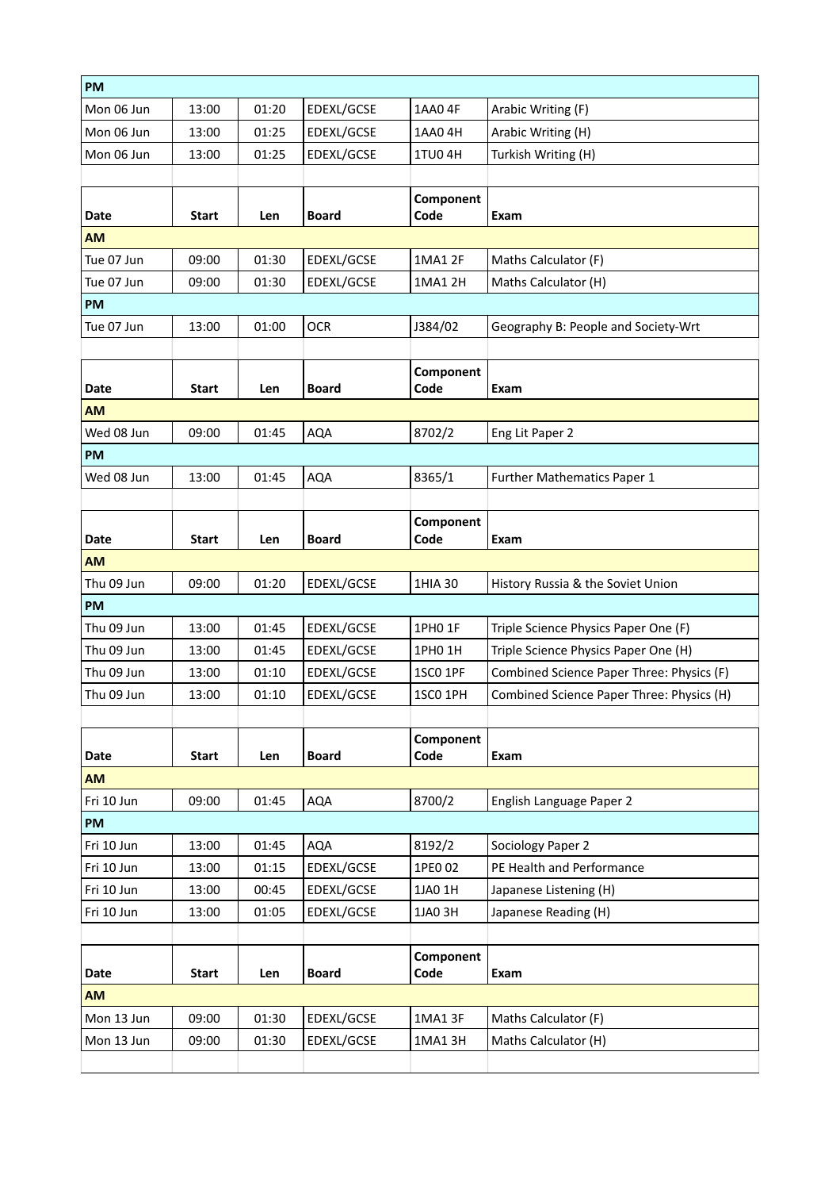| PM | | | | | |
|---|---|---|---|---|---|
| Mon 06 Jun | 13:00 | 01:20 | EDEXL/GCSE | 1AA0 4F | Arabic Writing (F) |
| Mon 06 Jun | 13:00 | 01:25 | EDEXL/GCSE | 1AA0 4H | Arabic Writing (H) |
| Mon 06 Jun | 13:00 | 01:25 | EDEXL/GCSE | 1TU0 4H | Turkish Writing (H) |

| Date | Start | Len | Board | Component Code | Exam |
|---|---|---|---|---|---|
| **AM** | | | | | |
| Tue 07 Jun | 09:00 | 01:30 | EDEXL/GCSE | 1MA1 2F | Maths Calculator (F) |
| Tue 07 Jun | 09:00 | 01:30 | EDEXL/GCSE | 1MA1 2H | Maths Calculator (H) |
| **PM** | | | | | |
| Tue 07 Jun | 13:00 | 01:00 | OCR | J384/02 | Geography B: People and Society-Wrt |

| Date | Start | Len | Board | Component Code | Exam |
|---|---|---|---|---|---|
| **AM** | | | | | |
| Wed 08 Jun | 09:00 | 01:45 | AQA | 8702/2 | Eng Lit Paper 2 |
| **PM** | | | | | |
| Wed 08 Jun | 13:00 | 01:45 | AQA | 8365/1 | Further Mathematics Paper 1 |

| Date | Start | Len | Board | Component Code | Exam |
|---|---|---|---|---|---|
| **AM** | | | | | |
| Thu 09 Jun | 09:00 | 01:20 | EDEXL/GCSE | 1HIA 30 | History Russia & the Soviet Union |
| **PM** | | | | | |
| Thu 09 Jun | 13:00 | 01:45 | EDEXL/GCSE | 1PH0 1F | Triple Science Physics Paper One (F) |
| Thu 09 Jun | 13:00 | 01:45 | EDEXL/GCSE | 1PH0 1H | Triple Science Physics Paper One (H) |
| Thu 09 Jun | 13:00 | 01:10 | EDEXL/GCSE | 1SC0 1PF | Combined Science Paper Three: Physics (F) |
| Thu 09 Jun | 13:00 | 01:10 | EDEXL/GCSE | 1SC0 1PH | Combined Science Paper Three: Physics (H) |

| Date | Start | Len | Board | Component Code | Exam |
|---|---|---|---|---|---|
| **AM** | | | | | |
| Fri 10 Jun | 09:00 | 01:45 | AQA | 8700/2 | English Language Paper 2 |
| **PM** | | | | | |
| Fri 10 Jun | 13:00 | 01:45 | AQA | 8192/2 | Sociology Paper 2 |
| Fri 10 Jun | 13:00 | 01:15 | EDEXL/GCSE | 1PE0 02 | PE Health and Performance |
| Fri 10 Jun | 13:00 | 00:45 | EDEXL/GCSE | 1JA0 1H | Japanese Listening (H) |
| Fri 10 Jun | 13:00 | 01:05 | EDEXL/GCSE | 1JA0 3H | Japanese Reading (H) |

| Date | Start | Len | Board | Component Code | Exam |
|---|---|---|---|---|---|
| **AM** | | | | | |
| Mon 13 Jun | 09:00 | 01:30 | EDEXL/GCSE | 1MA1 3F | Maths Calculator (F) |
| Mon 13 Jun | 09:00 | 01:30 | EDEXL/GCSE | 1MA1 3H | Maths Calculator (H) |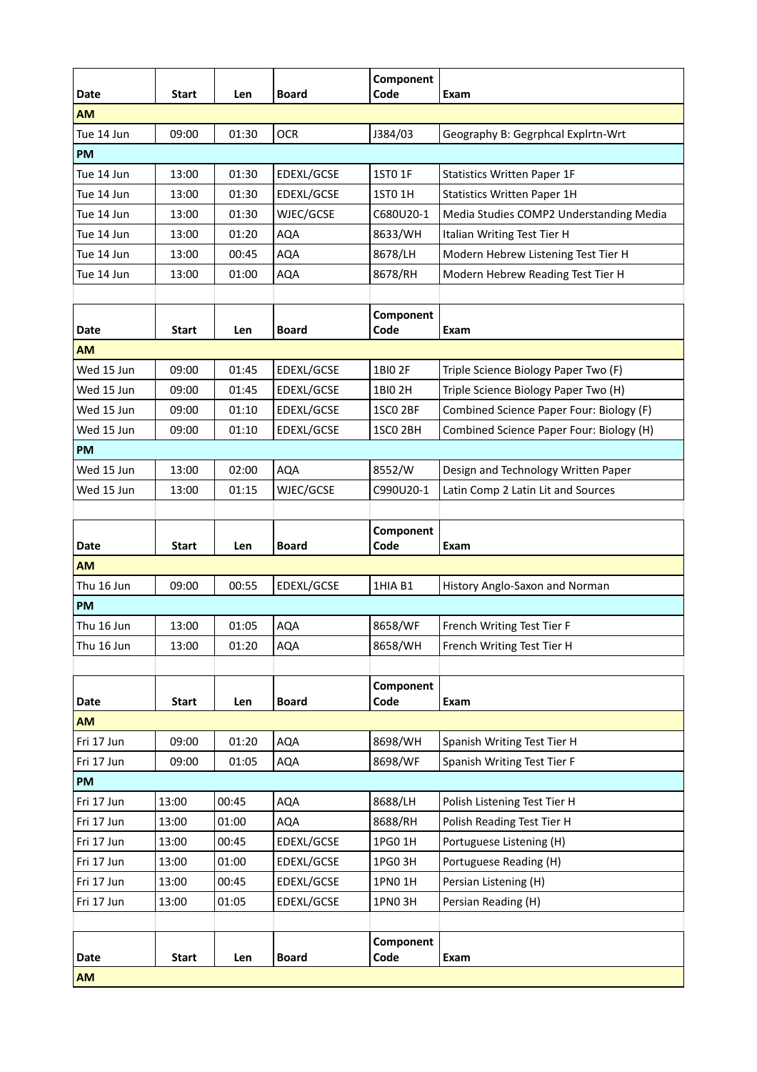| Date | Start | Len | Board | Component Code | Exam |
|---|---|---|---|---|---|
| **AM** | | | | | |
| Tue 14 Jun | 09:00 | 01:30 | OCR | J384/03 | Geography B: Gegrphcal Explrtn-Wrt |
| **PM** | | | | | |
| Tue 14 Jun | 13:00 | 01:30 | EDEXL/GCSE | 1ST0 1F | Statistics Written Paper 1F |
| Tue 14 Jun | 13:00 | 01:30 | EDEXL/GCSE | 1ST0 1H | Statistics Written Paper 1H |
| Tue 14 Jun | 13:00 | 01:30 | WJEC/GCSE | C680U20-1 | Media Studies COMP2 Understanding Media |
| Tue 14 Jun | 13:00 | 01:20 | AQA | 8633/WH | Italian Writing Test Tier H |
| Tue 14 Jun | 13:00 | 00:45 | AQA | 8678/LH | Modern Hebrew Listening Test Tier H |
| Tue 14 Jun | 13:00 | 01:00 | AQA | 8678/RH | Modern Hebrew Reading Test Tier H |

| Date | Start | Len | Board | Component Code | Exam |
|---|---|---|---|---|---|
| **AM** | | | | | |
| Wed 15 Jun | 09:00 | 01:45 | EDEXL/GCSE | 1BI0 2F | Triple Science Biology Paper Two (F) |
| Wed 15 Jun | 09:00 | 01:45 | EDEXL/GCSE | 1BI0 2H | Triple Science Biology Paper Two (H) |
| Wed 15 Jun | 09:00 | 01:10 | EDEXL/GCSE | 1SC0 2BF | Combined Science Paper Four: Biology (F) |
| Wed 15 Jun | 09:00 | 01:10 | EDEXL/GCSE | 1SC0 2BH | Combined Science Paper Four: Biology (H) |
| **PM** | | | | | |
| Wed 15 Jun | 13:00 | 02:00 | AQA | 8552/W | Design and Technology Written Paper |
| Wed 15 Jun | 13:00 | 01:15 | WJEC/GCSE | C990U20-1 | Latin Comp 2 Latin Lit and Sources |

| Date | Start | Len | Board | Component Code | Exam |
|---|---|---|---|---|---|
| **AM** | | | | | |
| Thu 16 Jun | 09:00 | 00:55 | EDEXL/GCSE | 1HIA B1 | History Anglo-Saxon and Norman |
| **PM** | | | | | |
| Thu 16 Jun | 13:00 | 01:05 | AQA | 8658/WF | French Writing Test Tier F |
| Thu 16 Jun | 13:00 | 01:20 | AQA | 8658/WH | French Writing Test Tier H |

| Date | Start | Len | Board | Component Code | Exam |
|---|---|---|---|---|---|
| **AM** | | | | | |
| Fri 17 Jun | 09:00 | 01:20 | AQA | 8698/WH | Spanish Writing Test Tier H |
| Fri 17 Jun | 09:00 | 01:05 | AQA | 8698/WF | Spanish Writing Test Tier F |
| **PM** | | | | | |
| Fri 17 Jun | 13:00 | 00:45 | AQA | 8688/LH | Polish Listening Test Tier H |
| Fri 17 Jun | 13:00 | 01:00 | AQA | 8688/RH | Polish Reading Test Tier H |
| Fri 17 Jun | 13:00 | 00:45 | EDEXL/GCSE | 1PG0 1H | Portuguese Listening (H) |
| Fri 17 Jun | 13:00 | 01:00 | EDEXL/GCSE | 1PG0 3H | Portuguese Reading (H) |
| Fri 17 Jun | 13:00 | 00:45 | EDEXL/GCSE | 1PN0 1H | Persian Listening (H) |
| Fri 17 Jun | 13:00 | 01:05 | EDEXL/GCSE | 1PN0 3H | Persian Reading (H) |

| Date | Start | Len | Board | Component Code | Exam |
|---|---|---|---|---|---|
| **AM** | | | | | |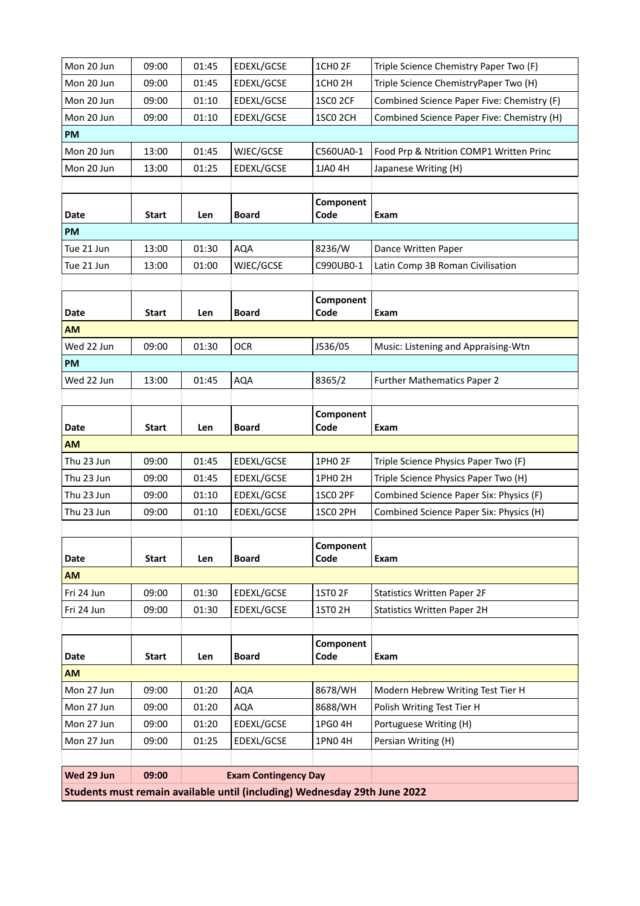| | | | | | |
|---|---|---|---|---|---|
| Mon 20 Jun | 09:00 | 01:45 | EDEXL/GCSE | 1CH0 2F | Triple Science Chemistry Paper Two (F) |
| Mon 20 Jun | 09:00 | 01:45 | EDEXL/GCSE | 1CH0 2H | Triple Science ChemistryPaper Two (H) |
| Mon 20 Jun | 09:00 | 01:10 | EDEXL/GCSE | 1SC0 2CF | Combined Science Paper Five: Chemistry (F) |
| Mon 20 Jun | 09:00 | 01:10 | EDEXL/GCSE | 1SC0 2CH | Combined Science Paper Five: Chemistry (H) |
| **PM** | | | | | |
| Mon 20 Jun | 13:00 | 01:45 | WJEC/GCSE | C560UA0-1 | Food Prp & Ntrition COMP1 Written Princ |
| Mon 20 Jun | 13:00 | 01:25 | EDEXL/GCSE | 1JA0 4H | Japanese Writing (H) |

| Date | Start | Len | Board | Component Code | Exam |
|---|---|---|---|---|---|
| **PM** | | | | | |
| Tue 21 Jun | 13:00 | 01:30 | AQA | 8236/W | Dance Written Paper |
| Tue 21 Jun | 13:00 | 01:00 | WJEC/GCSE | C990UB0-1 | Latin Comp 3B Roman Civilisation |

| Date | Start | Len | Board | Component Code | Exam |
|---|---|---|---|---|---|
| **AM** | | | | | |
| Wed 22 Jun | 09:00 | 01:30 | OCR | J536/05 | Music: Listening and Appraising-Wtn |
| **PM** | | | | | |
| Wed 22 Jun | 13:00 | 01:45 | AQA | 8365/2 | Further Mathematics Paper 2 |

| Date | Start | Len | Board | Component Code | Exam |
|---|---|---|---|---|---|
| **AM** | | | | | |
| Thu 23 Jun | 09:00 | 01:45 | EDEXL/GCSE | 1PH0 2F | Triple Science Physics Paper Two (F) |
| Thu 23 Jun | 09:00 | 01:45 | EDEXL/GCSE | 1PH0 2H | Triple Science Physics Paper Two (H) |
| Thu 23 Jun | 09:00 | 01:10 | EDEXL/GCSE | 1SC0 2PF | Combined Science Paper Six: Physics (F) |
| Thu 23 Jun | 09:00 | 01:10 | EDEXL/GCSE | 1SC0 2PH | Combined Science Paper Six: Physics (H) |

| Date | Start | Len | Board | Component Code | Exam |
|---|---|---|---|---|---|
| **AM** | | | | | |
| Fri 24 Jun | 09:00 | 01:30 | EDEXL/GCSE | 1ST0 2F | Statistics Written Paper 2F |
| Fri 24 Jun | 09:00 | 01:30 | EDEXL/GCSE | 1ST0 2H | Statistics Written Paper 2H |

| Date | Start | Len | Board | Component Code | Exam |
|---|---|---|---|---|---|
| **AM** | | | | | |
| Mon 27 Jun | 09:00 | 01:20 | AQA | 8678/WH | Modern Hebrew Writing Test Tier H |
| Mon 27 Jun | 09:00 | 01:20 | AQA | 8688/WH | Polish Writing Test Tier H |
| Mon 27 Jun | 09:00 | 01:20 | EDEXL/GCSE | 1PG0 4H | Portuguese Writing (H) |
| Mon 27 Jun | 09:00 | 01:25 | EDEXL/GCSE | 1PN0 4H | Persian Writing (H) |
| | | | | | |
| **Wed 29 Jun** | **09:00** | **Exam Contingency Day** | | | |

**Students must remain available until (including) Wednesday 29th June 2022**